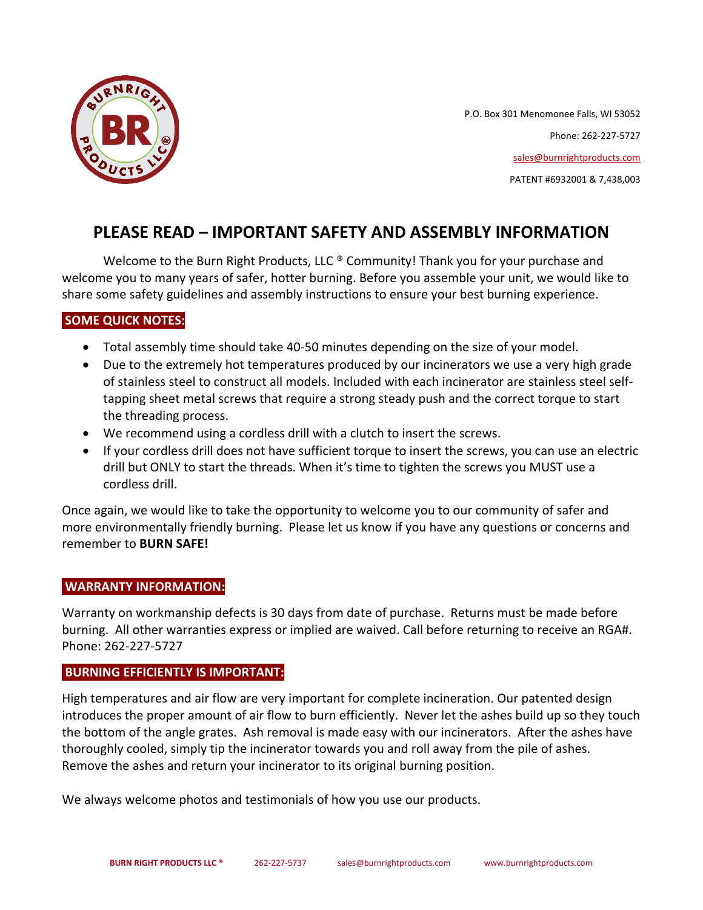P.O. Box 301 Menomonee Falls, WI 53052

Phone: 262-227-5727

sales@burnrightproducts.com

PATENT #6932001 & 7,438,003

# PLEASE READ – IMPORTANT SAFETY AND ASSEMBLY INFORMATION

Welcome to the Burn Right Products, LLC ® Community! Thank you for your purchase and welcome you to many years of safer, hotter burning. Before you assemble your unit, we would like to share some safety guidelines and assembly instructions to ensure your best burning experience.

## SOME QUICK NOTES:

- Total assembly time should take 40-50 minutes depending on the size of your model.
- Due to the extremely hot temperatures produced by our incinerators we use a very high grade of stainless steel to construct all models. Included with each incinerator are stainless steel self-tapping sheet metal screws that require a strong steady push and the correct torque to start the threading process.
- We recommend using a cordless drill with a clutch to insert the screws.
- If your cordless drill does not have sufficient torque to insert the screws, you can use an electric drill but ONLY to start the threads. When it's time to tighten the screws you MUST use a cordless drill.

Once again, we would like to take the opportunity to welcome you to our community of safer and more environmentally friendly burning. Please let us know if you have any questions or concerns and remember to **BURN SAFE!**

## WARRANTY INFORMATION:

Warranty on workmanship defects is 30 days from date of purchase. Returns must be made before burning. All other warranties express or implied are waived. Call before returning to receive an RGA#. Phone: 262-227-5727

## BURNING EFFICIENTLY IS IMPORTANT:

High temperatures and air flow are very important for complete incineration. Our patented design introduces the proper amount of air flow to burn efficiently. Never let the ashes build up so they touch the bottom of the angle grates. Ash removal is made easy with our incinerators. After the ashes have thoroughly cooled, simply tip the incinerator towards you and roll away from the pile of ashes. Remove the ashes and return your incinerator to its original burning position.

We always welcome photos and testimonials of how you use our products.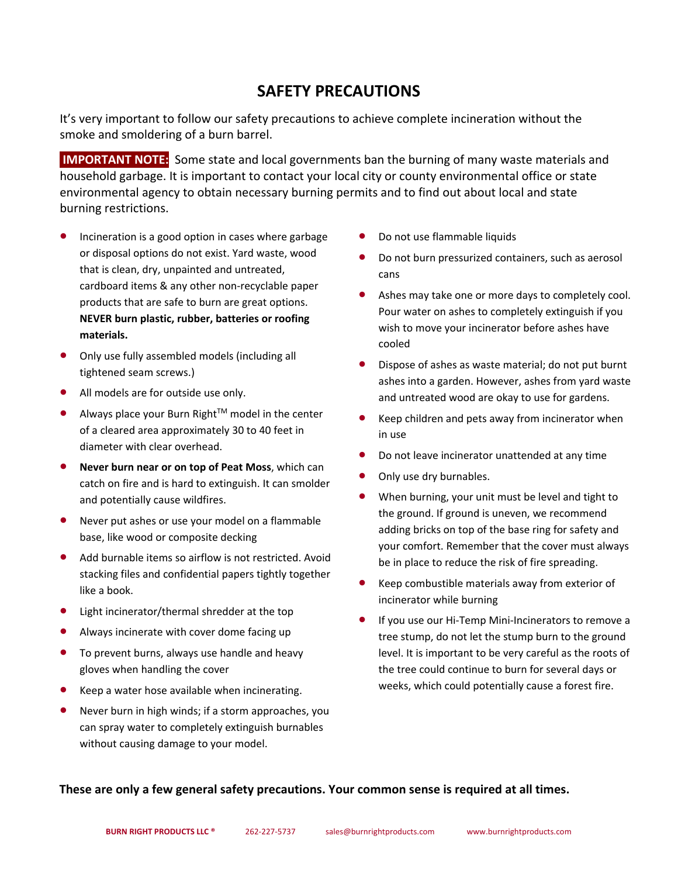# SAFETY PRECAUTIONS

It's very important to follow our safety precautions to achieve complete incineration without the smoke and smoldering of a burn barrel.

**IMPORTANT NOTE:** Some state and local governments ban the burning of many waste materials and household garbage. It is important to contact your local city or county environmental office or state environmental agency to obtain necessary burning permits and to find out about local and state burning restrictions.

- Incineration is a good option in cases where garbage or disposal options do not exist. Yard waste, wood that is clean, dry, unpainted and untreated, cardboard items & any other non-recyclable paper products that are safe to burn are great options. **NEVER burn plastic, rubber, batteries or roofing materials.**
- Only use fully assembled models (including all tightened seam screws.)
- All models are for outside use only.
- Always place your Burn Right™ model in the center of a cleared area approximately 30 to 40 feet in diameter with clear overhead.
- **Never burn near or on top of Peat Moss**, which can catch on fire and is hard to extinguish. It can smolder and potentially cause wildfires.
- Never put ashes or use your model on a flammable base, like wood or composite decking
- Add burnable items so airflow is not restricted. Avoid stacking files and confidential papers tightly together like a book.
- Light incinerator/thermal shredder at the top
- Always incinerate with cover dome facing up
- To prevent burns, always use handle and heavy gloves when handling the cover
- Keep a water hose available when incinerating.
- Never burn in high winds; if a storm approaches, you can spray water to completely extinguish burnables without causing damage to your model.
- Do not use flammable liquids
- Do not burn pressurized containers, such as aerosol cans
- Ashes may take one or more days to completely cool. Pour water on ashes to completely extinguish if you wish to move your incinerator before ashes have cooled
- Dispose of ashes as waste material; do not put burnt ashes into a garden. However, ashes from yard waste and untreated wood are okay to use for gardens.
- Keep children and pets away from incinerator when in use
- Do not leave incinerator unattended at any time
- Only use dry burnables.
- When burning, your unit must be level and tight to the ground. If ground is uneven, we recommend adding bricks on top of the base ring for safety and your comfort. Remember that the cover must always be in place to reduce the risk of fire spreading.
- Keep combustible materials away from exterior of incinerator while burning
- If you use our Hi-Temp Mini-Incinerators to remove a tree stump, do not let the stump burn to the ground level. It is important to be very careful as the roots of the tree could continue to burn for several days or weeks, which could potentially cause a forest fire.

**These are only a few general safety precautions. Your common sense is required at all times.**

**BURN RIGHT PRODUCTS LLC ®** 262-227-5737 sales@burnrightproducts.com www.burnrightproducts.com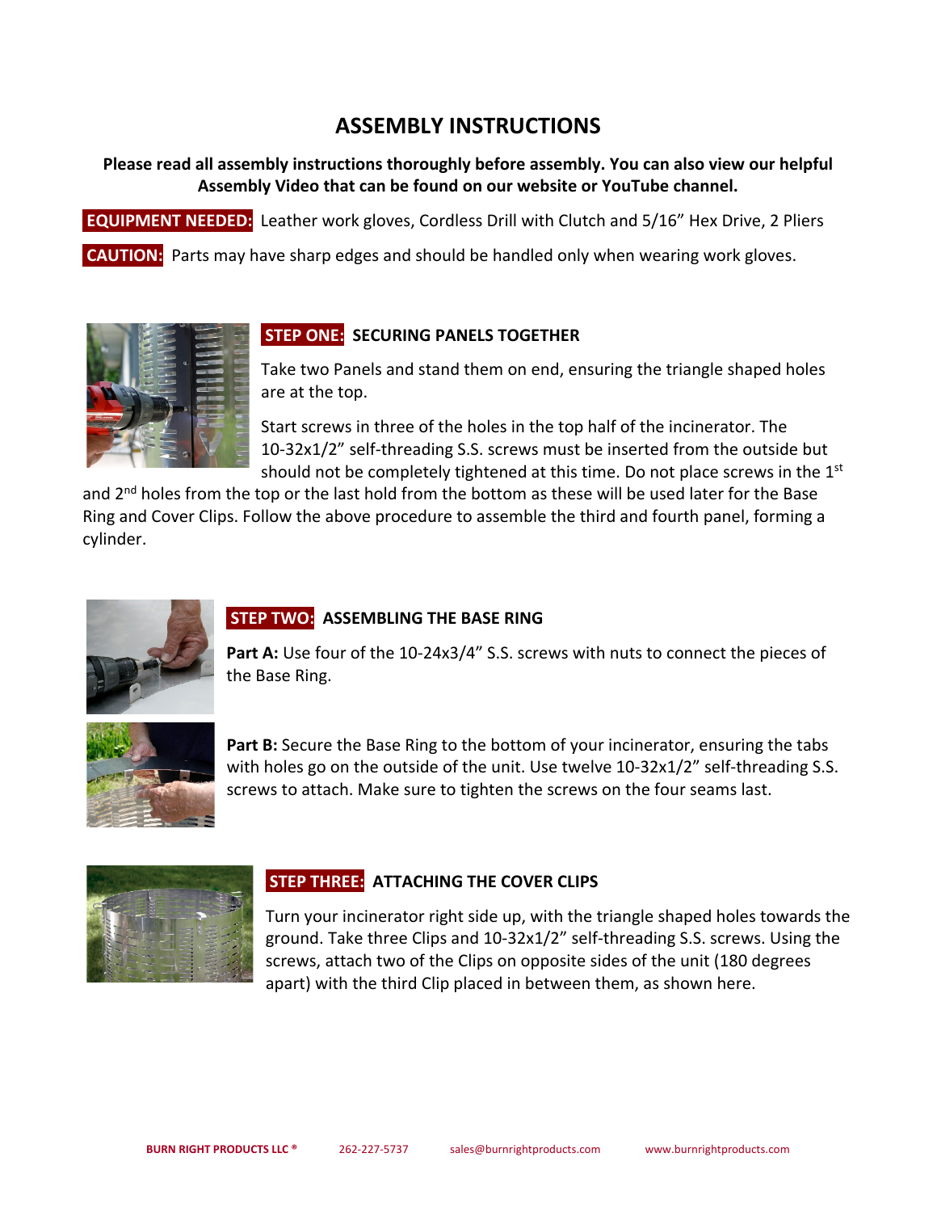# ASSEMBLY INSTRUCTIONS

**Please read all assembly instructions thoroughly before assembly. You can also view our helpful Assembly Video that can be found on our website or YouTube channel.**

**EQUIPMENT NEEDED:** Leather work gloves, Cordless Drill with Clutch and 5/16” Hex Drive, 2 Pliers

**CAUTION:** Parts may have sharp edges and should be handled only when wearing work gloves.

## STEP ONE: SECURING PANELS TOGETHER

Take two Panels and stand them on end, ensuring the triangle shaped holes are at the top.

Start screws in three of the holes in the top half of the incinerator. The 10-32x1/2” self-threading S.S. screws must be inserted from the outside but should not be completely tightened at this time. Do not place screws in the 1st and 2nd holes from the top or the last hold from the bottom as these will be used later for the Base Ring and Cover Clips. Follow the above procedure to assemble the third and fourth panel, forming a cylinder.

## STEP TWO: ASSEMBLING THE BASE RING

**Part A:** Use four of the 10-24x3/4” S.S. screws with nuts to connect the pieces of the Base Ring.

**Part B:** Secure the Base Ring to the bottom of your incinerator, ensuring the tabs with holes go on the outside of the unit. Use twelve 10-32x1/2” self-threading S.S. screws to attach. Make sure to tighten the screws on the four seams last.

## STEP THREE: ATTACHING THE COVER CLIPS

Turn your incinerator right side up, with the triangle shaped holes towards the ground. Take three Clips and 10-32x1/2” self-threading S.S. screws. Using the screws, attach two of the Clips on opposite sides of the unit (180 degrees apart) with the third Clip placed in between them, as shown here.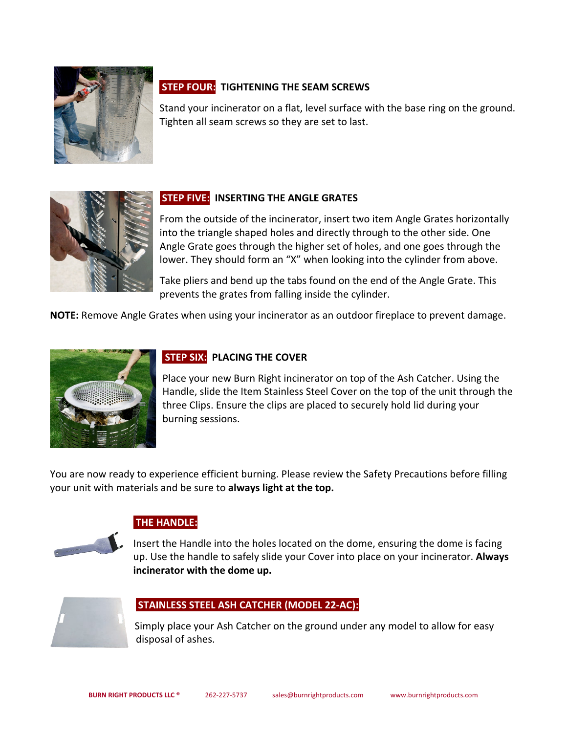**STEP FOUR:** **TIGHTENING THE SEAM SCREWS**

Stand your incinerator on a flat, level surface with the base ring on the ground. Tighten all seam screws so they are set to last.

**STEP FIVE:** **INSERTING THE ANGLE GRATES**

From the outside of the incinerator, insert two item Angle Grates horizontally into the triangle shaped holes and directly through to the other side. One Angle Grate goes through the higher set of holes, and one goes through the lower. They should form an "X" when looking into the cylinder from above.

Take pliers and bend up the tabs found on the end of the Angle Grate. This prevents the grates from falling inside the cylinder.

**NOTE:** Remove Angle Grates when using your incinerator as an outdoor fireplace to prevent damage.

**STEP SIX:** **PLACING THE COVER**

Place your new Burn Right incinerator on top of the Ash Catcher. Using the Handle, slide the Item Stainless Steel Cover on the top of the unit through the three Clips. Ensure the clips are placed to securely hold lid during your burning sessions.

You are now ready to experience efficient burning. Please review the Safety Precautions before filling your unit with materials and be sure to **always light at the top.**

**THE HANDLE:**

Insert the Handle into the holes located on the dome, ensuring the dome is facing up. Use the handle to safely slide your Cover into place on your incinerator. **Always incinerator with the dome up.**

**STAINLESS STEEL ASH CATCHER (MODEL 22-AC):**

Simply place your Ash Catcher on the ground under any model to allow for easy disposal of ashes.

**BURN RIGHT PRODUCTS LLC ®** 262-227-5737 sales@burnrightproducts.com www.burnrightproducts.com